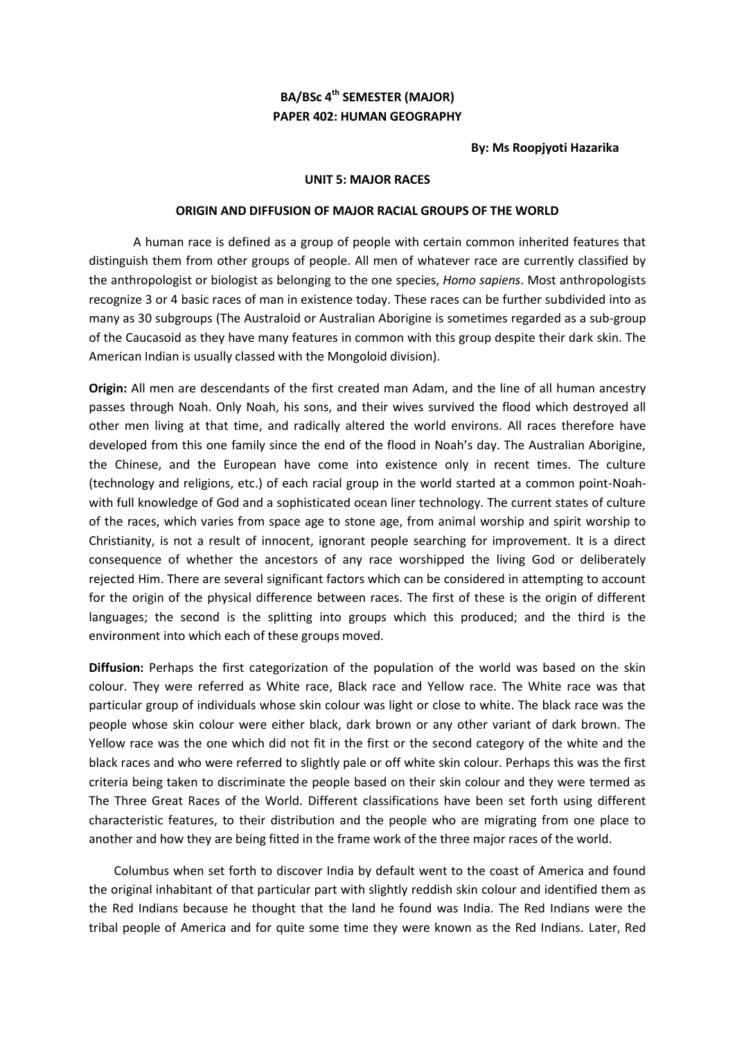**BA/BSc 4th SEMESTER (MAJOR)**
**PAPER 402: HUMAN GEOGRAPHY**

**By: Ms Roopjyoti Hazarika**

## UNIT 5: MAJOR RACES

### ORIGIN AND DIFFUSION OF MAJOR RACIAL GROUPS OF THE WORLD

A human race is defined as a group of people with certain common inherited features that distinguish them from other groups of people. All men of whatever race are currently classified by the anthropologist or biologist as belonging to the one species, *Homo sapiens*. Most anthropologists recognize 3 or 4 basic races of man in existence today. These races can be further subdivided into as many as 30 subgroups (The Australoid or Australian Aborigine is sometimes regarded as a sub-group of the Caucasoid as they have many features in common with this group despite their dark skin. The American Indian is usually classed with the Mongoloid division).

**Origin:** All men are descendants of the first created man Adam, and the line of all human ancestry passes through Noah. Only Noah, his sons, and their wives survived the flood which destroyed all other men living at that time, and radically altered the world environs. All races therefore have developed from this one family since the end of the flood in Noah's day. The Australian Aborigine, the Chinese, and the European have come into existence only in recent times. The culture (technology and religions, etc.) of each racial group in the world started at a common point-Noah-with full knowledge of God and a sophisticated ocean liner technology. The current states of culture of the races, which varies from space age to stone age, from animal worship and spirit worship to Christianity, is not a result of innocent, ignorant people searching for improvement. It is a direct consequence of whether the ancestors of any race worshipped the living God or deliberately rejected Him. There are several significant factors which can be considered in attempting to account for the origin of the physical difference between races. The first of these is the origin of different languages; the second is the splitting into groups which this produced; and the third is the environment into which each of these groups moved.

**Diffusion:** Perhaps the first categorization of the population of the world was based on the skin colour. They were referred as White race, Black race and Yellow race. The White race was that particular group of individuals whose skin colour was light or close to white. The black race was the people whose skin colour were either black, dark brown or any other variant of dark brown. The Yellow race was the one which did not fit in the first or the second category of the white and the black races and who were referred to slightly pale or off white skin colour. Perhaps this was the first criteria being taken to discriminate the people based on their skin colour and they were termed as The Three Great Races of the World. Different classifications have been set forth using different characteristic features, to their distribution and the people who are migrating from one place to another and how they are being fitted in the frame work of the three major races of the world.

Columbus when set forth to discover India by default went to the coast of America and found the original inhabitant of that particular part with slightly reddish skin colour and identified them as the Red Indians because he thought that the land he found was India. The Red Indians were the tribal people of America and for quite some time they were known as the Red Indians. Later, Red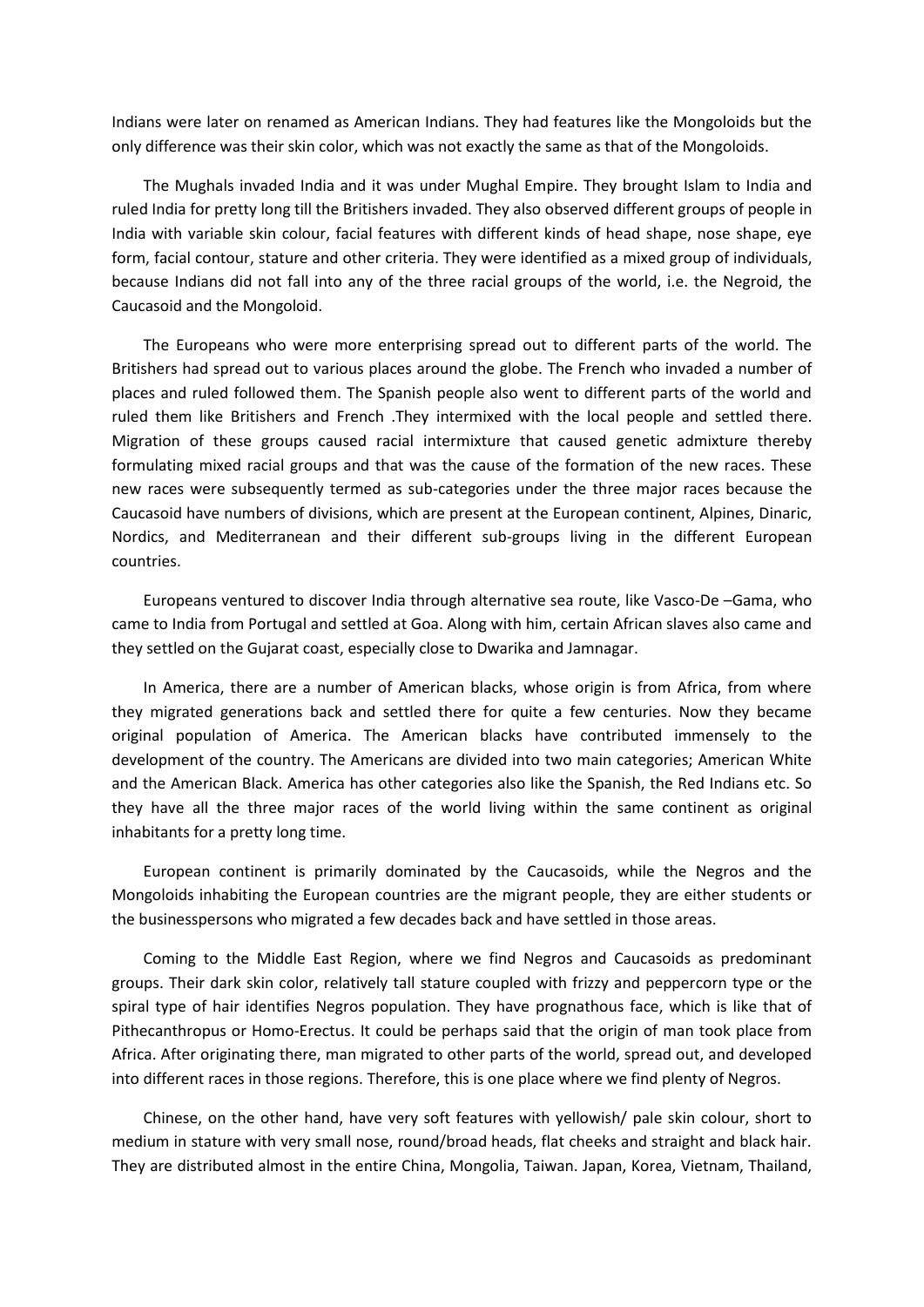Indians were later on renamed as American Indians. They had features like the Mongoloids but the only difference was their skin color, which was not exactly the same as that of the Mongoloids.

The Mughals invaded India and it was under Mughal Empire. They brought Islam to India and ruled India for pretty long till the Britishers invaded. They also observed different groups of people in India with variable skin colour, facial features with different kinds of head shape, nose shape, eye form, facial contour, stature and other criteria. They were identified as a mixed group of individuals, because Indians did not fall into any of the three racial groups of the world, i.e. the Negroid, the Caucasoid and the Mongoloid.

The Europeans who were more enterprising spread out to different parts of the world. The Britishers had spread out to various places around the globe. The French who invaded a number of places and ruled followed them. The Spanish people also went to different parts of the world and ruled them like Britishers and French .They intermixed with the local people and settled there. Migration of these groups caused racial intermixture that caused genetic admixture thereby formulating mixed racial groups and that was the cause of the formation of the new races. These new races were subsequently termed as sub-categories under the three major races because the Caucasoid have numbers of divisions, which are present at the European continent, Alpines, Dinaric, Nordics, and Mediterranean and their different sub-groups living in the different European countries.

Europeans ventured to discover India through alternative sea route, like Vasco-De –Gama, who came to India from Portugal and settled at Goa. Along with him, certain African slaves also came and they settled on the Gujarat coast, especially close to Dwarika and Jamnagar.

In America, there are a number of American blacks, whose origin is from Africa, from where they migrated generations back and settled there for quite a few centuries. Now they became original population of America. The American blacks have contributed immensely to the development of the country. The Americans are divided into two main categories; American White and the American Black. America has other categories also like the Spanish, the Red Indians etc. So they have all the three major races of the world living within the same continent as original inhabitants for a pretty long time.

European continent is primarily dominated by the Caucasoids, while the Negros and the Mongoloids inhabiting the European countries are the migrant people, they are either students or the businesspersons who migrated a few decades back and have settled in those areas.

Coming to the Middle East Region, where we find Negros and Caucasoids as predominant groups. Their dark skin color, relatively tall stature coupled with frizzy and peppercorn type or the spiral type of hair identifies Negros population. They have prognathous face, which is like that of Pithecanthropus or Homo-Erectus. It could be perhaps said that the origin of man took place from Africa. After originating there, man migrated to other parts of the world, spread out, and developed into different races in those regions. Therefore, this is one place where we find plenty of Negros.

Chinese, on the other hand, have very soft features with yellowish/ pale skin colour, short to medium in stature with very small nose, round/broad heads, flat cheeks and straight and black hair. They are distributed almost in the entire China, Mongolia, Taiwan. Japan, Korea, Vietnam, Thailand,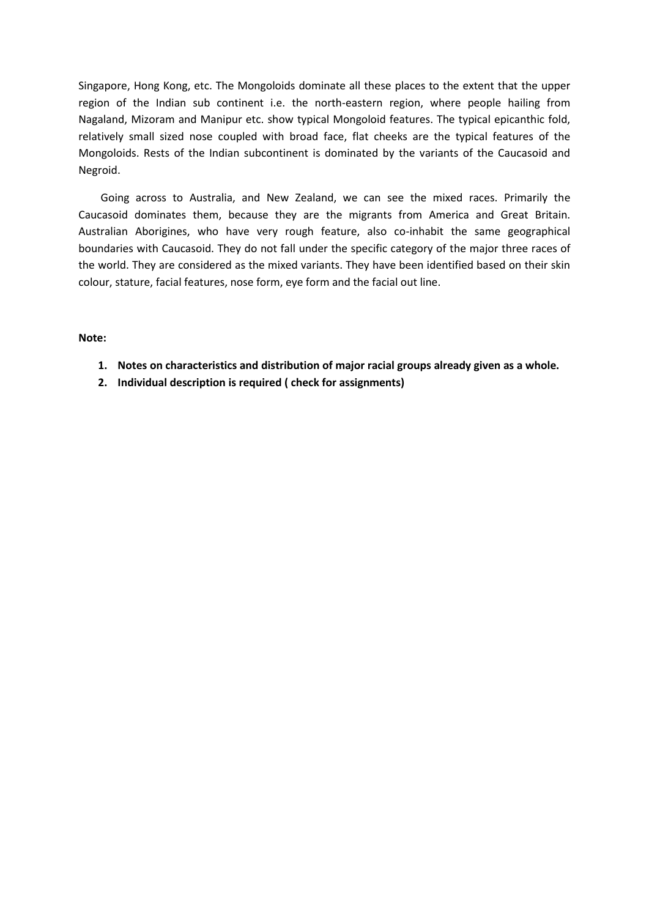Singapore, Hong Kong, etc. The Mongoloids dominate all these places to the extent that the upper region of the Indian sub continent i.e. the north-eastern region, where people hailing from Nagaland, Mizoram and Manipur etc. show typical Mongoloid features. The typical epicanthic fold, relatively small sized nose coupled with broad face, flat cheeks are the typical features of the Mongoloids. Rests of the Indian subcontinent is dominated by the variants of the Caucasoid and Negroid.

Going across to Australia, and New Zealand, we can see the mixed races. Primarily the Caucasoid dominates them, because they are the migrants from America and Great Britain. Australian Aborigines, who have very rough feature, also co-inhabit the same geographical boundaries with Caucasoid. They do not fall under the specific category of the major three races of the world. They are considered as the mixed variants. They have been identified based on their skin colour, stature, facial features, nose form, eye form and the facial out line.

**Note:**

1. **Notes on characteristics and distribution of major racial groups already given as a whole.**
2. **Individual description is required ( check for assignments)**